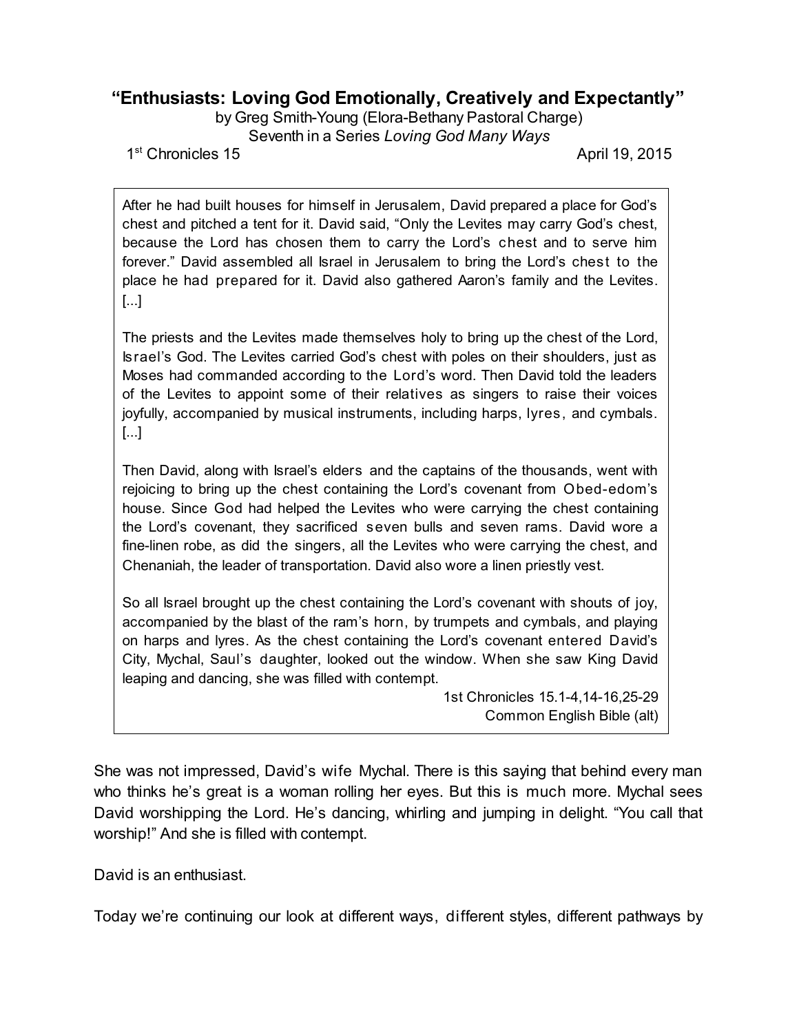# "Enthusiasts: Loving God Emotionally, Creatively and Expectantly"

by Greg Smith-Young (Elora-Bethany Pastoral Charge)
Seventh in a Series *Loving God Many Ways*

1st Chronicles 15 April 19, 2015

> After he had built houses for himself in Jerusalem, David prepared a place for God's chest and pitched a tent for it. David said, "Only the Levites may carry God's chest, because the Lord has chosen them to carry the Lord's chest and to serve him forever." David assembled all Israel in Jerusalem to bring the Lord's chest to the place he had prepared for it. David also gathered Aaron's family and the Levites. [...]
>
> The priests and the Levites made themselves holy to bring up the chest of the Lord, Israel's God. The Levites carried God's chest with poles on their shoulders, just as Moses had commanded according to the Lord's word. Then David told the leaders of the Levites to appoint some of their relatives as singers to raise their voices joyfully, accompanied by musical instruments, including harps, lyres, and cymbals. [...]
>
> Then David, along with Israel's elders and the captains of the thousands, went with rejoicing to bring up the chest containing the Lord's covenant from Obed-edom's house. Since God had helped the Levites who were carrying the chest containing the Lord's covenant, they sacrificed seven bulls and seven rams. David wore a fine-linen robe, as did the singers, all the Levites who were carrying the chest, and Chenaniah, the leader of transportation. David also wore a linen priestly vest.
>
> So all Israel brought up the chest containing the Lord's covenant with shouts of joy, accompanied by the blast of the ram's horn, by trumpets and cymbals, and playing on harps and lyres. As the chest containing the Lord's covenant entered David's City, Mychal, Saul's daughter, looked out the window. When she saw King David leaping and dancing, she was filled with contempt.
>
> 1st Chronicles 15.1-4,14-16,25-29
> Common English Bible (alt)

She was not impressed, David's wife Mychal. There is this saying that behind every man who thinks he's great is a woman rolling her eyes. But this is much more. Mychal sees David worshipping the Lord. He's dancing, whirling and jumping in delight. "You call that worship!" And she is filled with contempt.

David is an enthusiast.

Today we're continuing our look at different ways, different styles, different pathways by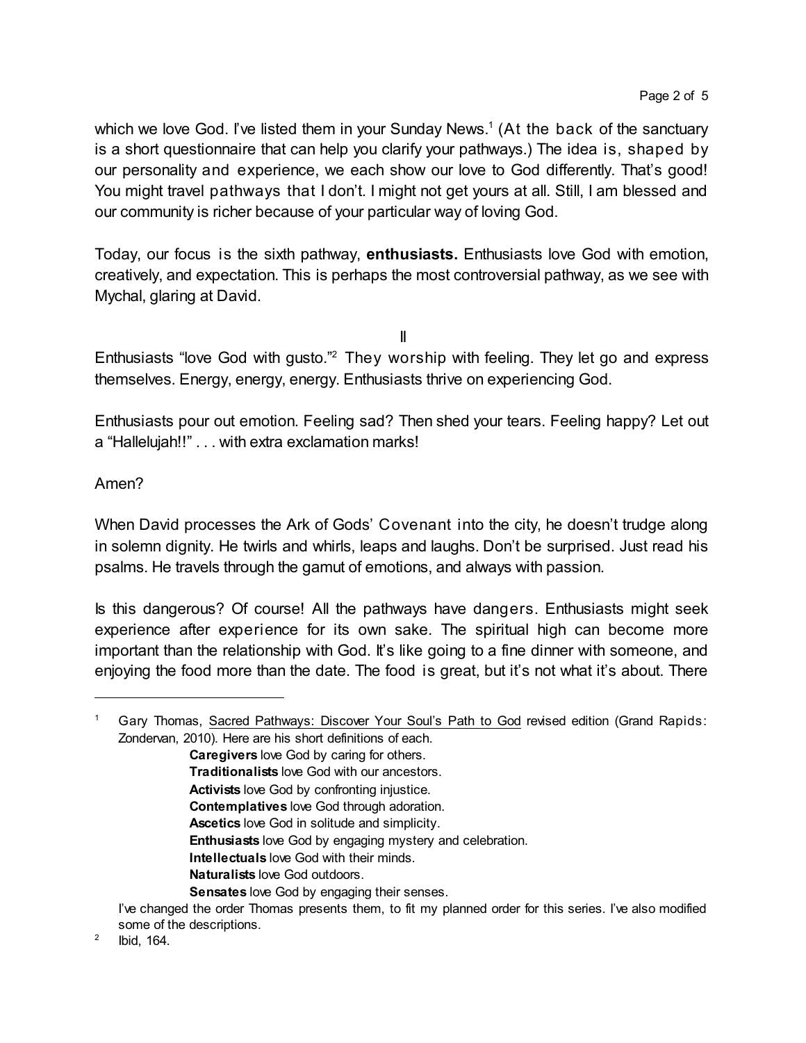which we love God. I've listed them in your Sunday News.[1] (At the back of the sanctuary is a short questionnaire that can help you clarify your pathways.) The idea is, shaped by our personality and experience, we each show our love to God differently. That's good! You might travel pathways that I don't. I might not get yours at all. Still, I am blessed and our community is richer because of your particular way of loving God.

Today, our focus is the sixth pathway, **enthusiasts.** Enthusiasts love God with emotion, creatively, and expectation. This is perhaps the most controversial pathway, as we see with Mychal, glaring at David.

II

Enthusiasts "love God with gusto."[2] They worship with feeling. They let go and express themselves. Energy, energy, energy. Enthusiasts thrive on experiencing God.

Enthusiasts pour out emotion. Feeling sad? Then shed your tears. Feeling happy? Let out a "Hallelujah!!" . . . with extra exclamation marks!

Amen?

When David processes the Ark of Gods' Covenant into the city, he doesn't trudge along in solemn dignity. He twirls and whirls, leaps and laughs. Don't be surprised. Just read his psalms. He travels through the gamut of emotions, and always with passion.

Is this dangerous? Of course! All the pathways have dangers. Enthusiasts might seek experience after experience for its own sake. The spiritual high can become more important than the relationship with God. It's like going to a fine dinner with someone, and enjoying the food more than the date. The food is great, but it's not what it's about. There

---

[1] Gary Thomas, Sacred Pathways: Discover Your Soul's Path to God revised edition (Grand Rapids: Zondervan, 2010). Here are his short definitions of each.

> **Caregivers** love God by caring for others.
> **Traditionalists** love God with our ancestors.
> **Activists** love God by confronting injustice.
> **Contemplatives** love God through adoration.
> **Ascetics** love God in solitude and simplicity.
> **Enthusiasts** love God by engaging mystery and celebration.
> **Intellectuals** love God with their minds.
> **Naturalists** love God outdoors.
> **Sensates** love God by engaging their senses.

I've changed the order Thomas presents them, to fit my planned order for this series. I've also modified some of the descriptions.

[2] Ibid, 164.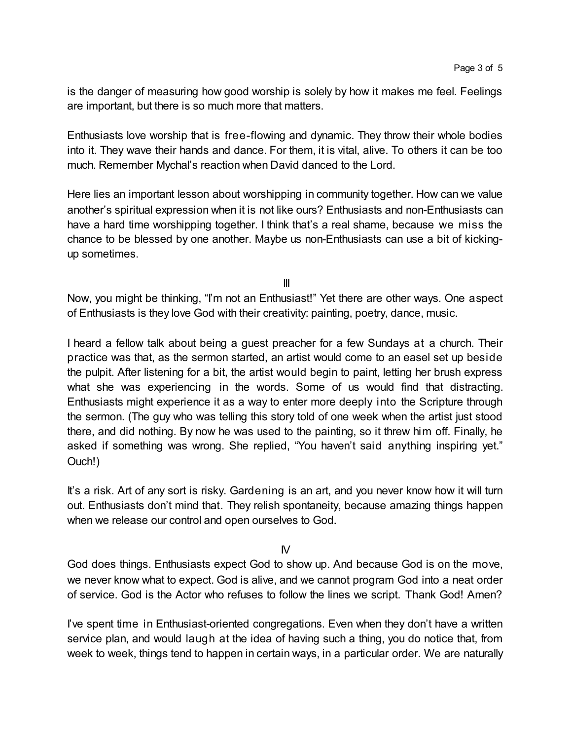is the danger of measuring how good worship is solely by how it makes me feel. Feelings are important, but there is so much more that matters.

Enthusiasts love worship that is free-flowing and dynamic. They throw their whole bodies into it. They wave their hands and dance. For them, it is vital, alive. To others it can be too much. Remember Mychal's reaction when David danced to the Lord.

Here lies an important lesson about worshipping in community together. How can we value another's spiritual expression when it is not like ours? Enthusiasts and non-Enthusiasts can have a hard time worshipping together. I think that's a real shame, because we miss the chance to be blessed by one another. Maybe us non-Enthusiasts can use a bit of kicking-up sometimes.

III

Now, you might be thinking, "I'm not an Enthusiast!" Yet there are other ways. One aspect of Enthusiasts is they love God with their creativity: painting, poetry, dance, music.

I heard a fellow talk about being a guest preacher for a few Sundays at a church. Their practice was that, as the sermon started, an artist would come to an easel set up beside the pulpit. After listening for a bit, the artist would begin to paint, letting her brush express what she was experiencing in the words. Some of us would find that distracting. Enthusiasts might experience it as a way to enter more deeply into the Scripture through the sermon. (The guy who was telling this story told of one week when the artist just stood there, and did nothing. By now he was used to the painting, so it threw him off. Finally, he asked if something was wrong. She replied, "You haven't said anything inspiring yet." Ouch!)

It's a risk. Art of any sort is risky. Gardening is an art, and you never know how it will turn out. Enthusiasts don't mind that. They relish spontaneity, because amazing things happen when we release our control and open ourselves to God.

IV

God does things. Enthusiasts expect God to show up. And because God is on the move, we never know what to expect. God is alive, and we cannot program God into a neat order of service. God is the Actor who refuses to follow the lines we script. Thank God! Amen?

I've spent time in Enthusiast-oriented congregations. Even when they don't have a written service plan, and would laugh at the idea of having such a thing, you do notice that, from week to week, things tend to happen in certain ways, in a particular order. We are naturally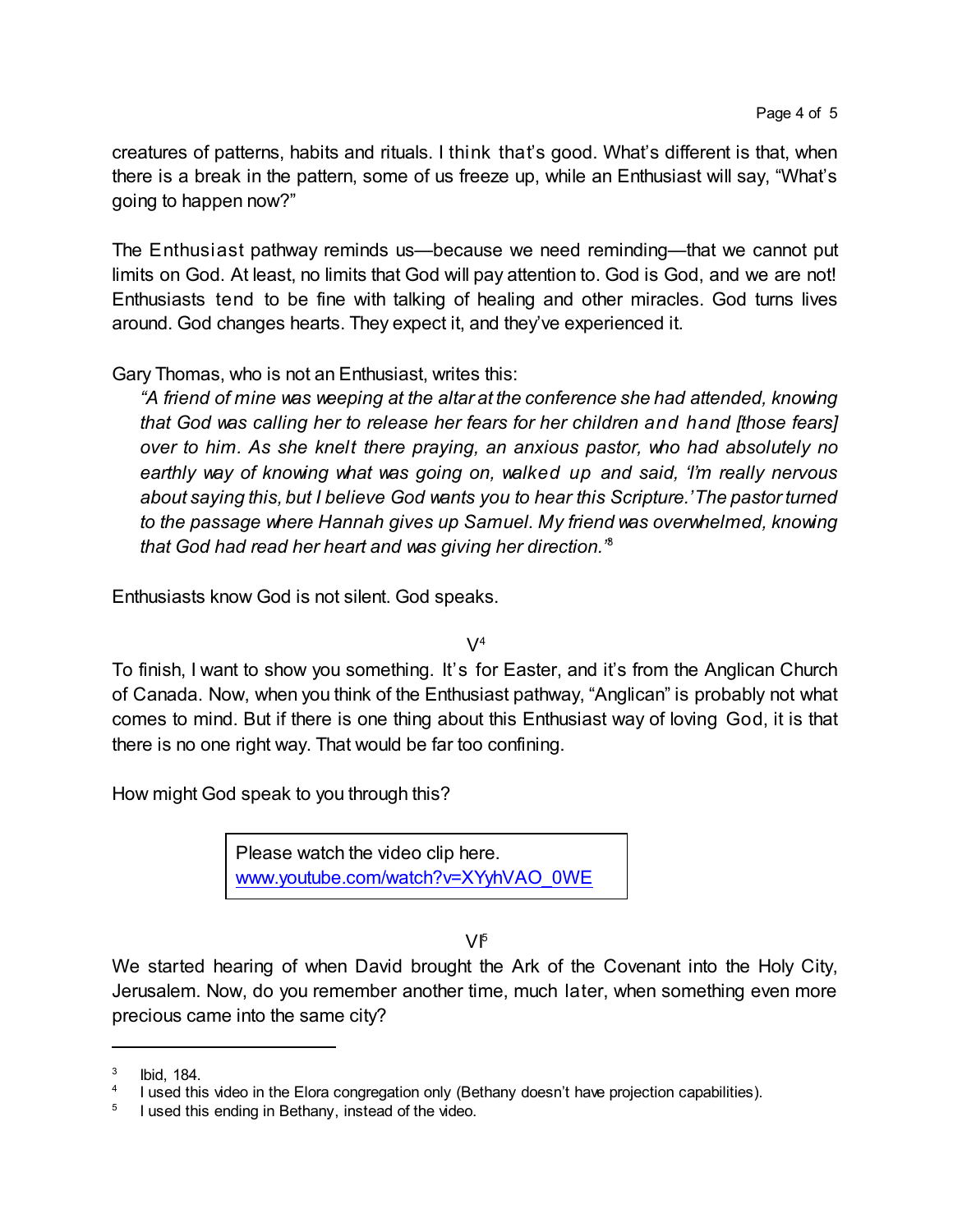creatures of patterns, habits and rituals. I think that's good. What's different is that, when there is a break in the pattern, some of us freeze up, while an Enthusiast will say, "What's going to happen now?"

The Enthusiast pathway reminds us—because we need reminding—that we cannot put limits on God. At least, no limits that God will pay attention to. God is God, and we are not! Enthusiasts tend to be fine with talking of healing and other miracles. God turns lives around. God changes hearts. They expect it, and they've experienced it.

Gary Thomas, who is not an Enthusiast, writes this:

> *"A friend of mine was weeping at the altar at the conference she had attended, knowing that God was calling her to release her fears for her children and hand [those fears] over to him. As she knelt there praying, an anxious pastor, who had absolutely no earthly way of knowing what was going on, walked up and said, 'I'm really nervous about saying this, but I believe God wants you to hear this Scripture.' The pastor turned to the passage where Hannah gives up Samuel. My friend was overwhelmed, knowing that God had read her heart and was giving her direction."*[3]

Enthusiasts know God is not silent. God speaks.

V[4]

To finish, I want to show you something. It's for Easter, and it's from the Anglican Church of Canada. Now, when you think of the Enthusiast pathway, "Anglican" is probably not what comes to mind. But if there is one thing about this Enthusiast way of loving God, it is that there is no one right way. That would be far too confining.

How might God speak to you through this?

> Please watch the video clip here.
> www.youtube.com/watch?v=XYyhVAO_0WE

VI[5]

We started hearing of when David brought the Ark of the Covenant into the Holy City, Jerusalem. Now, do you remember another time, much later, when something even more precious came into the same city?

---

[3] Ibid, 184.

[4] I used this video in the Elora congregation only (Bethany doesn't have projection capabilities).

[5] I used this ending in Bethany, instead of the video.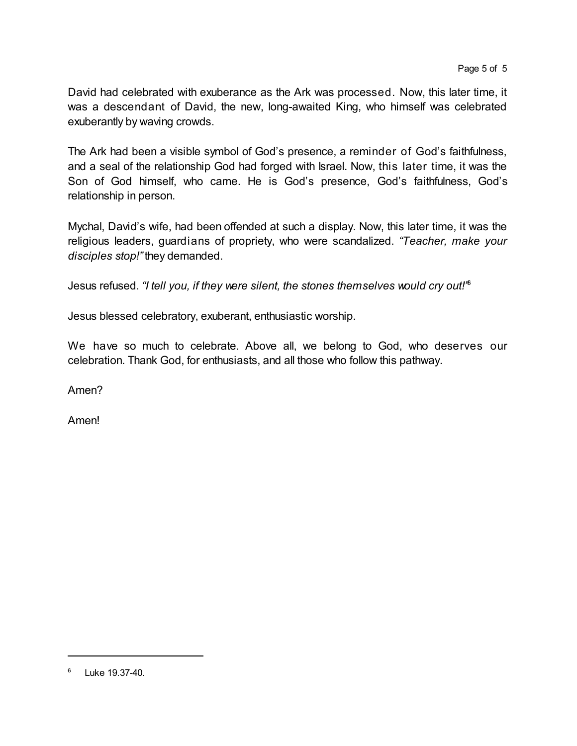David had celebrated with exuberance as the Ark was processed. Now, this later time, it was a descendant of David, the new, long-awaited King, who himself was celebrated exuberantly by waving crowds.

The Ark had been a visible symbol of God's presence, a reminder of God's faithfulness, and a seal of the relationship God had forged with Israel. Now, this later time, it was the Son of God himself, who came. He is God's presence, God's faithfulness, God's relationship in person.

Mychal, David's wife, had been offended at such a display. Now, this later time, it was the religious leaders, guardians of propriety, who were scandalized. *"Teacher, make your disciples stop!"* they demanded.

Jesus refused. *"I tell you, if they were silent, the stones themselves would cry out!"*[6]

Jesus blessed celebratory, exuberant, enthusiastic worship.

We have so much to celebrate. Above all, we belong to God, who deserves our celebration. Thank God, for enthusiasts, and all those who follow this pathway.

Amen?

Amen!

---

[6] Luke 19.37-40.